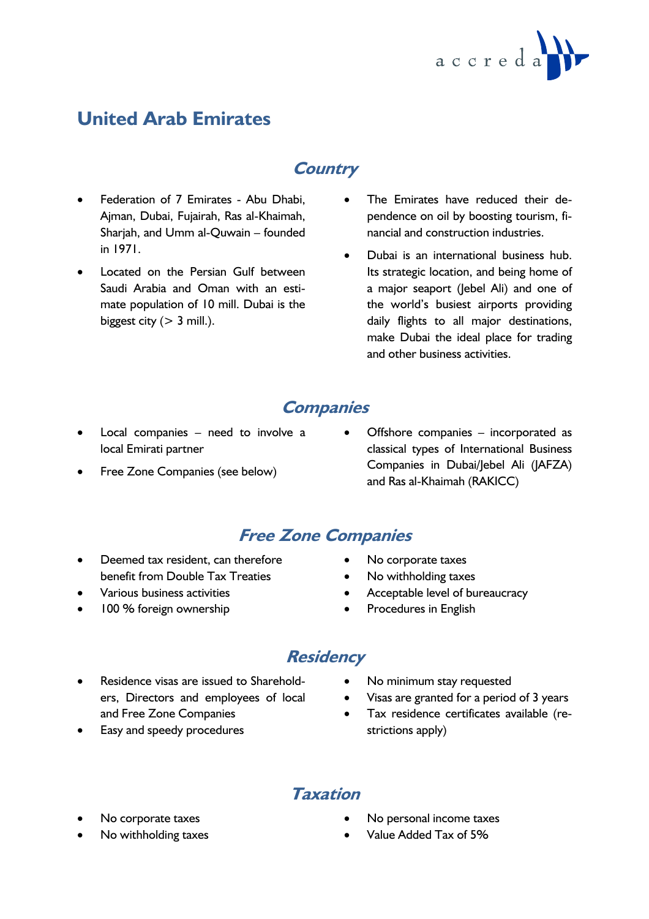# United Arab Emirates

## Country

- Federation of 7 Emirates - Abu Dhabi, Ajman, Dubai, Fujairah, Ras al-Khaimah, Sharjah, and Umm al-Quwain – founded in 1971.
- Located on the Persian Gulf between Saudi Arabia and Oman with an estimate population of 10 mill. Dubai is the biggest city (> 3 mill.).
- The Emirates have reduced their dependence on oil by boosting tourism, financial and construction industries.
- Dubai is an international business hub. Its strategic location, and being home of a major seaport (Jebel Ali) and one of the world's busiest airports providing daily flights to all major destinations, make Dubai the ideal place for trading and other business activities.

## Companies

- Local companies – need to involve a local Emirati partner
- Free Zone Companies (see below)
- Offshore companies – incorporated as classical types of International Business Companies in Dubai/Jebel Ali (JAFZA) and Ras al-Khaimah (RAKICC)

## Free Zone Companies

- Deemed tax resident, can therefore benefit from Double Tax Treaties
- Various business activities
- 100 % foreign ownership
- No corporate taxes
- No withholding taxes
- Acceptable level of bureaucracy
- Procedures in English

## Residency

- Residence visas are issued to Shareholders, Directors and employees of local and Free Zone Companies
- Easy and speedy procedures
- No minimum stay requested
- Visas are granted for a period of 3 years
- Tax residence certificates available (restrictions apply)

## Taxation

- No corporate taxes
- No withholding taxes
- No personal income taxes
- Value Added Tax of 5%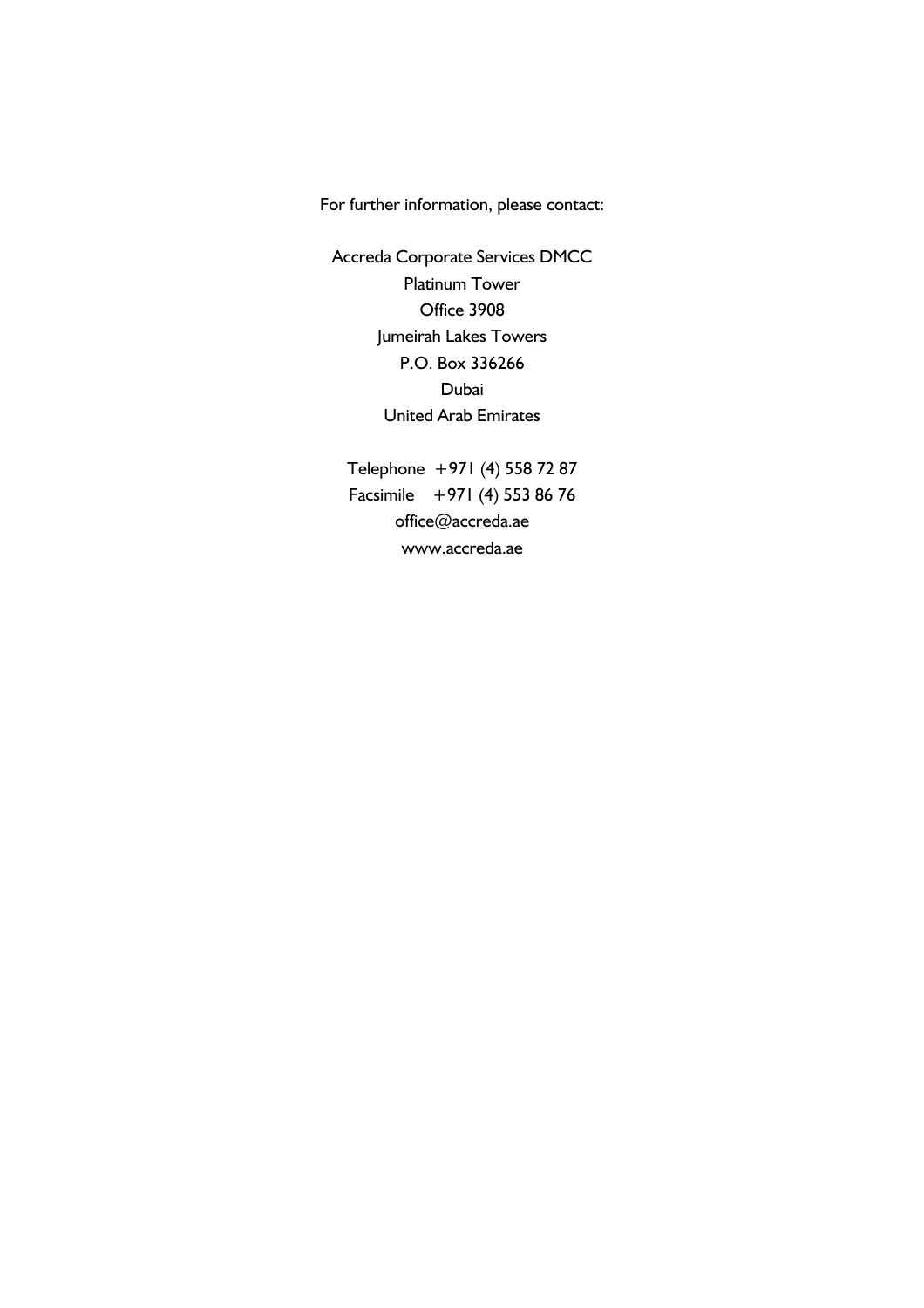For further information, please contact:

Accreda Corporate Services DMCC
Platinum Tower
Office 3908
Jumeirah Lakes Towers
P.O. Box 336266
Dubai
United Arab Emirates

Telephone +971 (4) 558 72 87
Facsimile +971 (4) 553 86 76
office@accreda.ae
www.accreda.ae